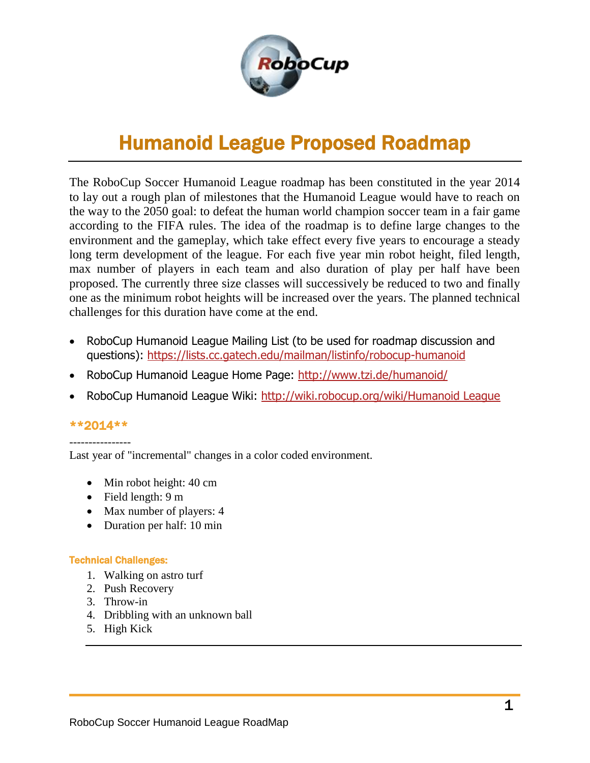# Humanoid League Proposed Roadmap

The RoboCup Soccer Humanoid League roadmap has been constituted in the year 2014 to lay out a rough plan of milestones that the Humanoid League would have to reach on the way to the 2050 goal: to defeat the human world champion soccer team in a fair game according to the FIFA rules. The idea of the roadmap is to define large changes to the environment and the gameplay, which take effect every five years to encourage a steady long term development of the league. For each five year min robot height, filed length, max number of players in each team and also duration of play per half have been proposed. The currently three size classes will successively be reduced to two and finally one as the minimum robot heights will be increased over the years. The planned technical challenges for this duration have come at the end.

- RoboCup Humanoid League Mailing List (to be used for roadmap discussion and questions): https://lists.cc.gatech.edu/mailman/listinfo/robocup-humanoid
- RoboCup Humanoid League Home Page: http://www.tzi.de/humanoid/
- RoboCup Humanoid League Wiki: http://wiki.robocup.org/wiki/Humanoid_League

## **2014**

----------------

Last year of "incremental" changes in a color coded environment.

- Min robot height: 40 cm
- Field length: 9 m
- Max number of players: 4
- Duration per half: 10 min

#### Technical Challenges:

1. Walking on astro turf
2. Push Recovery
3. Throw-in
4. Dribbling with an unknown ball
5. High Kick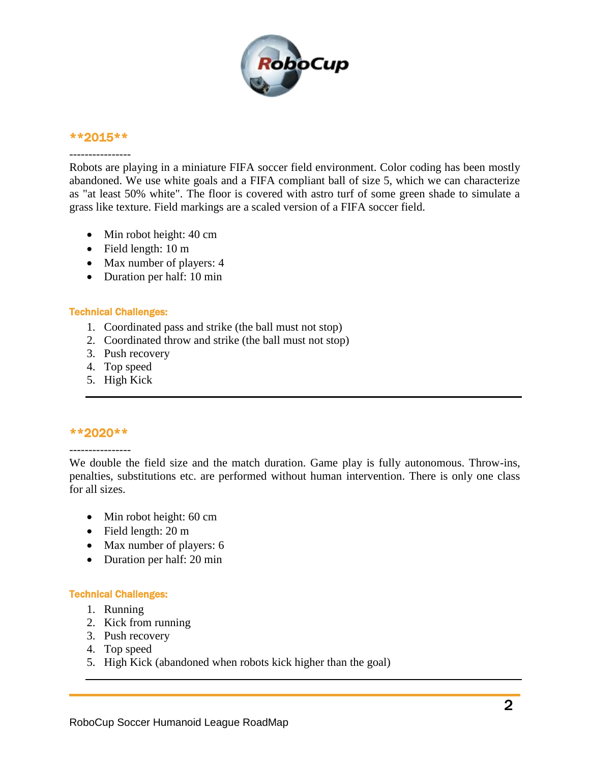## **2015**

----------------

Robots are playing in a miniature FIFA soccer field environment. Color coding has been mostly abandoned. We use white goals and a FIFA compliant ball of size 5, which we can characterize as "at least 50% white". The floor is covered with astro turf of some green shade to simulate a grass like texture. Field markings are a scaled version of a FIFA soccer field.

- Min robot height: 40 cm
- Field length: 10 m
- Max number of players: 4
- Duration per half: 10 min

**Technical Challenges:**

1. Coordinated pass and strike (the ball must not stop)
2. Coordinated throw and strike (the ball must not stop)
3. Push recovery
4. Top speed
5. High Kick

---

## **2020**

----------------

We double the field size and the match duration. Game play is fully autonomous. Throw-ins, penalties, substitutions etc. are performed without human intervention. There is only one class for all sizes.

- Min robot height: 60 cm
- Field length: 20 m
- Max number of players: 6
- Duration per half: 20 min

**Technical Challenges:**

1. Running
2. Kick from running
3. Push recovery
4. Top speed
5. High Kick (abandoned when robots kick higher than the goal)

---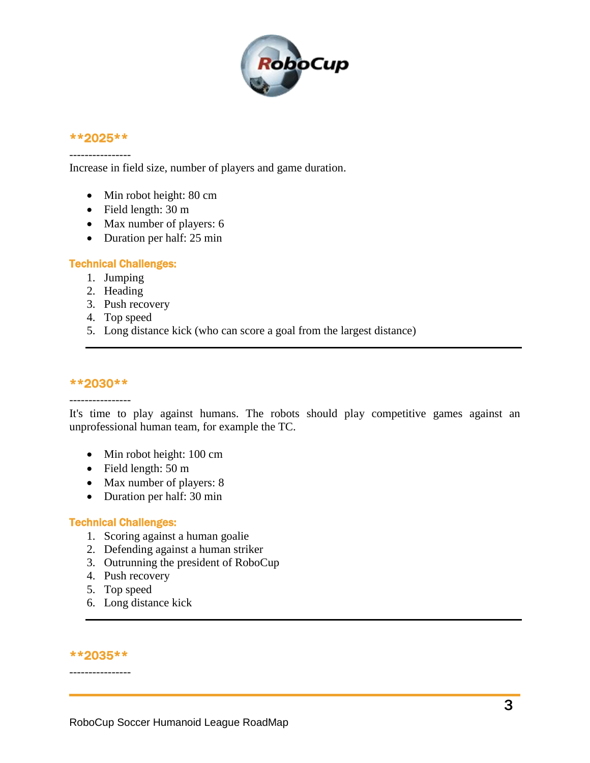**2025**

----------------

Increase in field size, number of players and game duration.

- Min robot height: 80 cm
- Field length: 30 m
- Max number of players: 6
- Duration per half: 25 min

**Technical Challenges:**

1. Jumping
2. Heading
3. Push recovery
4. Top speed
5. Long distance kick (who can score a goal from the largest distance)

---

**2030**

----------------

It's time to play against humans. The robots should play competitive games against an unprofessional human team, for example the TC.

- Min robot height: 100 cm
- Field length: 50 m
- Max number of players: 8
- Duration per half: 30 min

**Technical Challenges:**

1. Scoring against a human goalie
2. Defending against a human striker
3. Outrunning the president of RoboCup
4. Push recovery
5. Top speed
6. Long distance kick

---

**2035**

----------------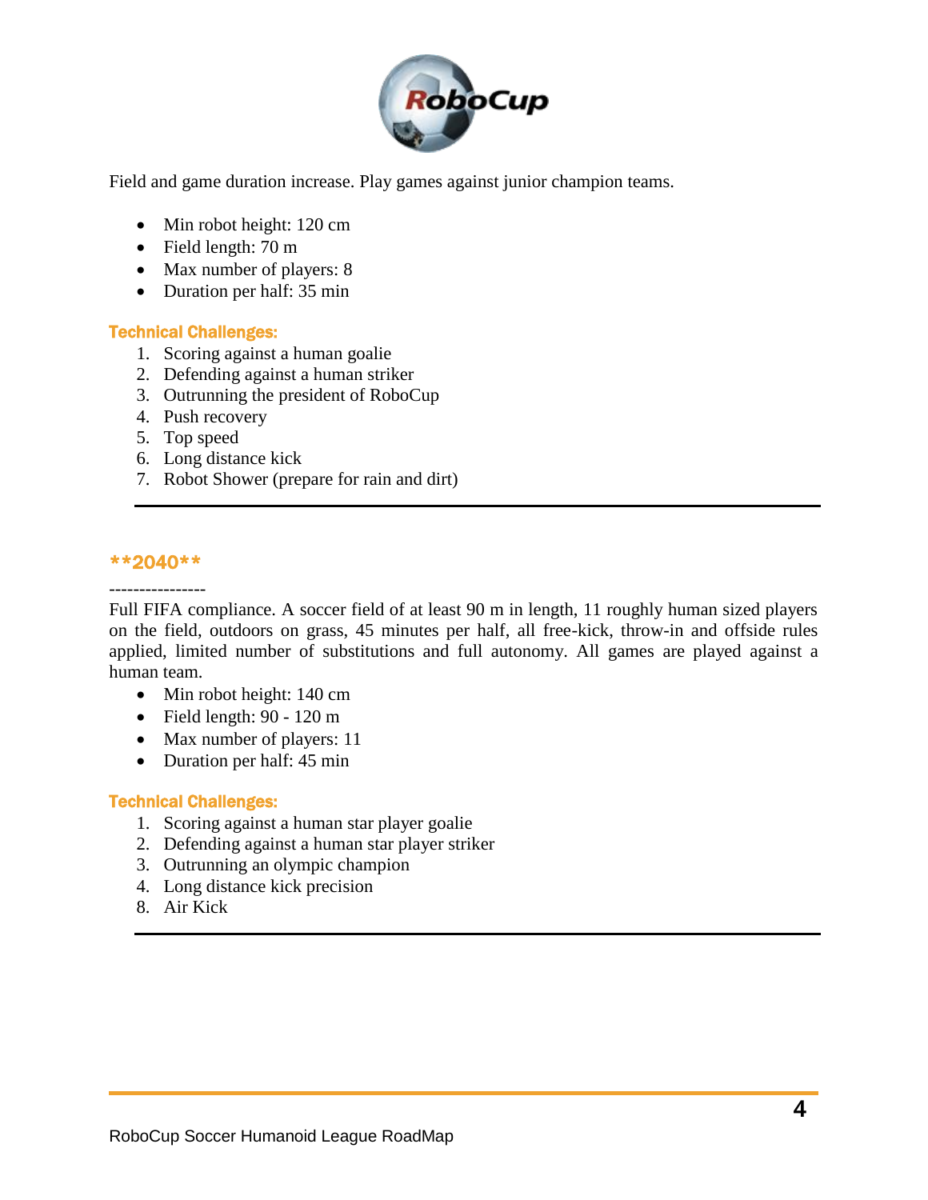Field and game duration increase. Play games against junior champion teams.

- Min robot height: 120 cm
- Field length: 70 m
- Max number of players: 8
- Duration per half: 35 min

**Technical Challenges:**

1. Scoring against a human goalie
2. Defending against a human striker
3. Outrunning the president of RoboCup
4. Push recovery
5. Top speed
6. Long distance kick
7. Robot Shower (prepare for rain and dirt)

---

## **2040**

----------------

Full FIFA compliance. A soccer field of at least 90 m in length, 11 roughly human sized players on the field, outdoors on grass, 45 minutes per half, all free-kick, throw-in and offside rules applied, limited number of substitutions and full autonomy. All games are played against a human team.

- Min robot height: 140 cm
- Field length: 90 - 120 m
- Max number of players: 11
- Duration per half: 45 min

**Technical Challenges:**

1. Scoring against a human star player goalie
2. Defending against a human star player striker
3. Outrunning an olympic champion
4. Long distance kick precision
8. Air Kick

---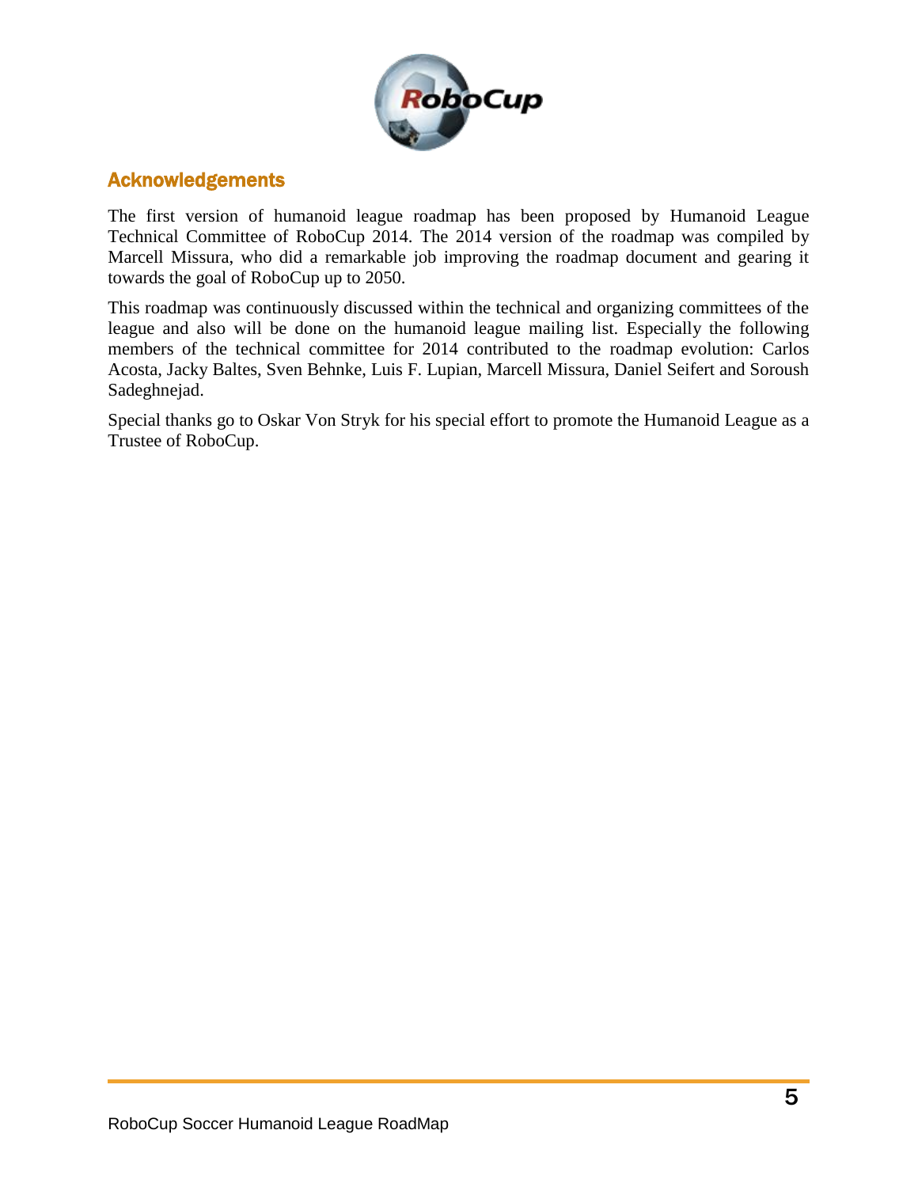## Acknowledgements

The first version of humanoid league roadmap has been proposed by Humanoid League Technical Committee of RoboCup 2014. The 2014 version of the roadmap was compiled by Marcell Missura, who did a remarkable job improving the roadmap document and gearing it towards the goal of RoboCup up to 2050.

This roadmap was continuously discussed within the technical and organizing committees of the league and also will be done on the humanoid league mailing list. Especially the following members of the technical committee for 2014 contributed to the roadmap evolution: Carlos Acosta, Jacky Baltes, Sven Behnke, Luis F. Lupian, Marcell Missura, Daniel Seifert and Soroush Sadeghnejad.

Special thanks go to Oskar Von Stryk for his special effort to promote the Humanoid League as a Trustee of RoboCup.